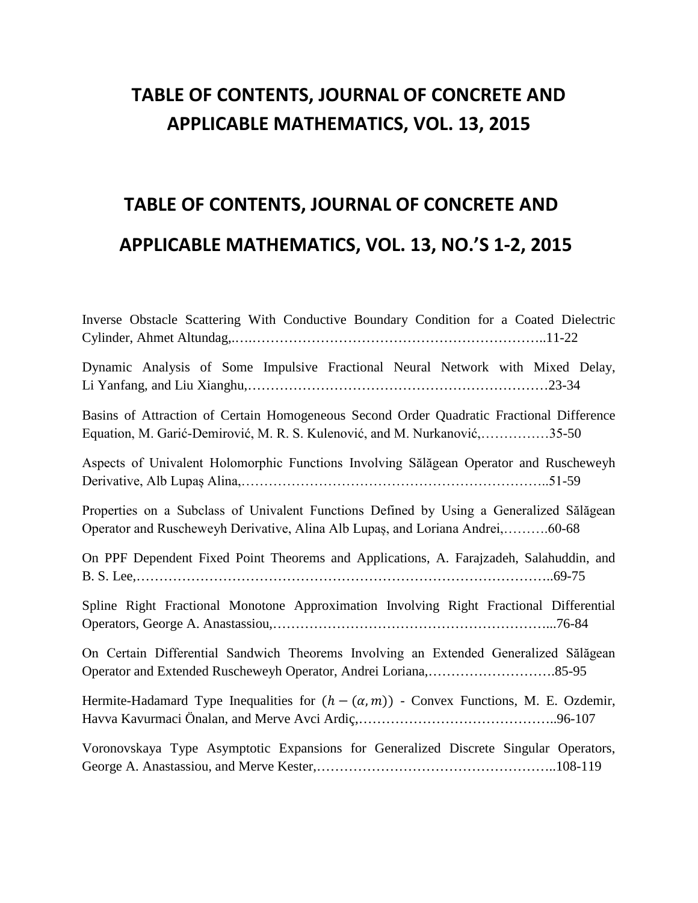# TABLE OF CONTENTS, JOURNAL OF CONCRETE AND APPLICABLE MATHEMATICS, VOL. 13, 2015

## TABLE OF CONTENTS, JOURNAL OF CONCRETE AND APPLICABLE MATHEMATICS, VOL. 13, NO.'S 1-2, 2015

Inverse Obstacle Scattering With Conductive Boundary Condition for a Coated Dielectric Cylinder, Ahmet Altundag,………………………………………………………………..11-22

Dynamic Analysis of Some Impulsive Fractional Neural Network with Mixed Delay, Li Yanfang, and Liu Xianghu,…………………………………………………………23-34

Basins of Attraction of Certain Homogeneous Second Order Quadratic Fractional Difference Equation, M. Garić-Demirović, M. R. S. Kulenović, and M. Nurkanović,……………35-50

Aspects of Univalent Holomorphic Functions Involving Sălăgean Operator and Ruscheweyh Derivative, Alb Lupaş Alina,………………………………………………………..51-59

Properties on a Subclass of Univalent Functions Defined by Using a Generalized Sălăgean Operator and Ruscheweyh Derivative, Alina Alb Lupaş, and Loriana Andrei,……….60-68

On PPF Dependent Fixed Point Theorems and Applications, A. Farajzadeh, Salahuddin, and B. S. Lee,……………………………………………………………………………..69-75

Spline Right Fractional Monotone Approximation Involving Right Fractional Differential Operators, George A. Anastassiou,……………………………………………………...76-84

On Certain Differential Sandwich Theorems Involving an Extended Generalized Sălăgean Operator and Extended Ruscheweyh Operator, Andrei Loriana,……………………….85-95

Hermite-Hadamard Type Inequalities for $(h-(\alpha,m))$ - Convex Functions, M. E. Ozdemir, Havva Kavurmaci Önalan, and Merve Avci Ardiç,……………………………………..96-107

Voronovskaya Type Asymptotic Expansions for Generalized Discrete Singular Operators, George A. Anastassiou, and Merve Kester,……………………………………………..108-119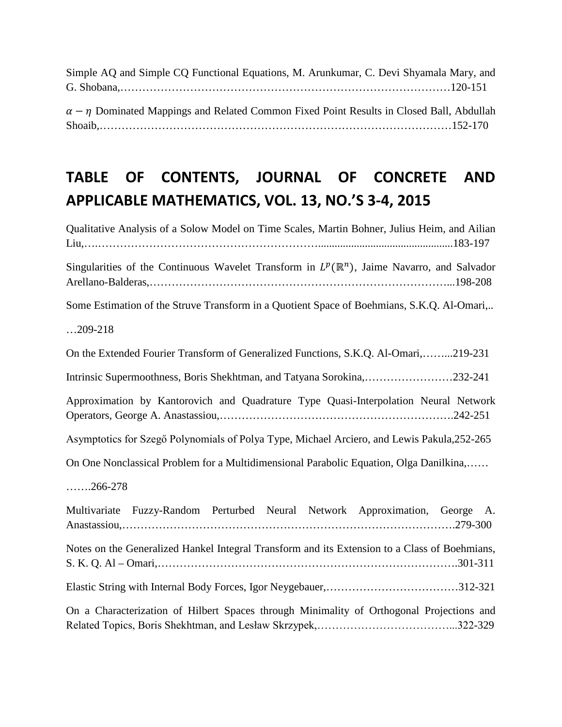Simple AQ and Simple CQ Functional Equations, M. Arunkumar, C. Devi Shyamala Mary, and G. Shobana,………………………………………………………………………………120-151

$\alpha - \eta$ Dominated Mappings and Related Common Fixed Point Results in Closed Ball, Abdullah Shoaib,……………………………………………………………………………………152-170

# TABLE OF CONTENTS, JOURNAL OF CONCRETE AND APPLICABLE MATHEMATICS, VOL. 13, NO.'S 3-4, 2015

Qualitative Analysis of a Solow Model on Time Scales, Martin Bohner, Julius Heim, and Ailian Liu,….…………………………………………………….................................................183-197

Singularities of the Continuous Wavelet Transform in $L^p(\mathbb{R}^n)$, Jaime Navarro, and Salvador Arellano-Balderas,………………………………………………………………………...198-208

Some Estimation of the Struve Transform in a Quotient Space of Boehmians, S.K.Q. Al-Omari,..

…209-218

On the Extended Fourier Transform of Generalized Functions, S.K.Q. Al-Omari,……...219-231

Intrinsic Supermoothness, Boris Shekhtman, and Tatyana Sorokina,……………………232-241

Approximation by Kantorovich and Quadrature Type Quasi-Interpolation Neural Network Operators, George A. Anastassiou,……………………………………………………….242-251

Asymptotics for Szegő Polynomials of Polya Type, Michael Arciero, and Lewis Pakula,252-265

On One Nonclassical Problem for a Multidimensional Parabolic Equation, Olga Danilkina,……

…….266-278

Multivariate Fuzzy-Random Perturbed Neural Network Approximation, George A. Anastassiou,…………………………………………………………………………….279-300

Notes on the Generalized Hankel Integral Transform and its Extension to a Class of Boehmians, S. K. Q. Al – Omari,…………………………………………………………………….301-311

Elastic String with Internal Body Forces, Igor Neygebauer,………………………………312-321

On a Characterization of Hilbert Spaces through Minimality of Orthogonal Projections and Related Topics, Boris Shekhtman, and Lesław Skrzypek,………………………………...322-329